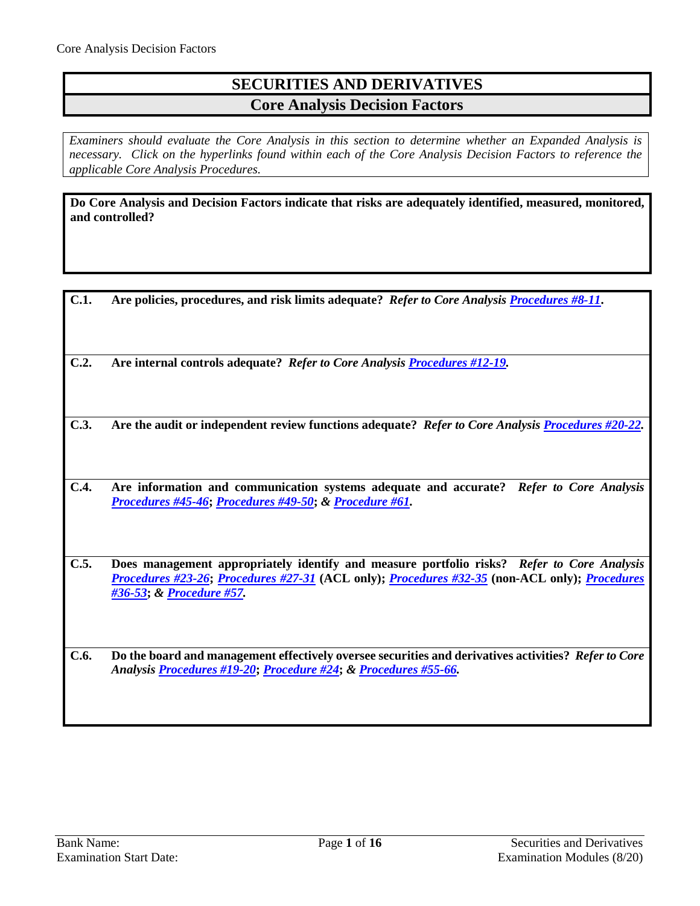# SECURITIES AND DERIVATIVES

## Core Analysis Decision Factors

*Examiners should evaluate the Core Analysis in this section to determine whether an Expanded Analysis is necessary. Click on the hyperlinks found within each of the Core Analysis Decision Factors to reference the applicable Core Analysis Procedures.*

**Do Core Analysis and Decision Factors indicate that risks are adequately identified, measured, monitored, and controlled?**

**C.1. Are policies, procedures, and risk limits adequate?** ***Refer to Core Analysis Procedures #8-11*****.**

**C.2. Are internal controls adequate?** ***Refer to Core Analysis Procedures #12-19.***

**C.3. Are the audit or independent review functions adequate?** ***Refer to Core Analysis Procedures #20-22.***

**C.4. Are information and communication systems adequate and accurate?** ***Refer to Core Analysis Procedures #45-46*****;** ***Procedures #49-50*****;** ***& Procedure #61*****.**

**C.5. Does management appropriately identify and measure portfolio risks?** ***Refer to Core Analysis Procedures #23-26*****;** ***Procedures #27-31*** **(ACL only);** ***Procedures #32-35*** **(non-ACL only);** ***Procedures #36-53*****;** ***& Procedure #57.***

**C.6. Do the board and management effectively oversee securities and derivatives activities?** ***Refer to Core Analysis Procedures #19-20*****;** ***Procedure #24*****;** ***& Procedures #55-66.***

Bank Name:

Examination Start Date: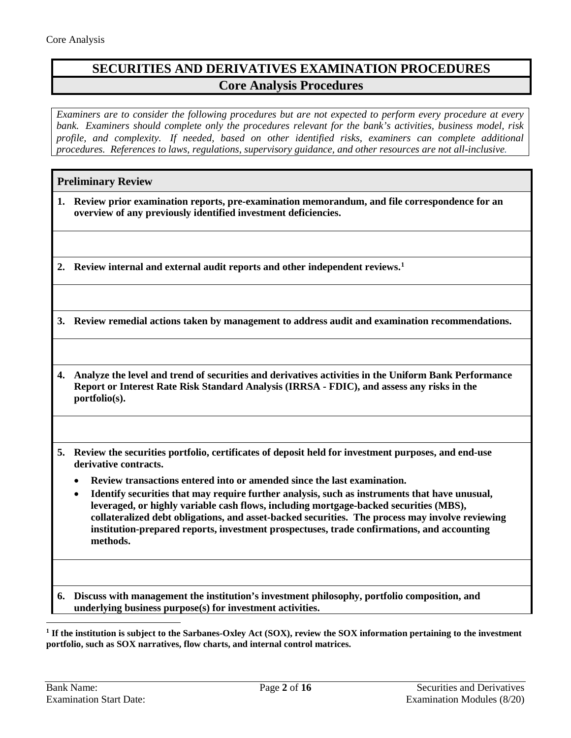Core Analysis

# SECURITIES AND DERIVATIVES EXAMINATION PROCEDURES

## Core Analysis Procedures

*Examiners are to consider the following procedures but are not expected to perform every procedure at every bank. Examiners should complete only the procedures relevant for the bank's activities, business model, risk profile, and complexity. If needed, based on other identified risks, examiners can complete additional procedures. References to laws, regulations, supervisory guidance, and other resources are not all-inclusive.*

### Preliminary Review

**1. Review prior examination reports, pre-examination memorandum, and file correspondence for an overview of any previously identified investment deficiencies.**

**2. Review internal and external audit reports and other independent reviews.[1]**

**3. Review remedial actions taken by management to address audit and examination recommendations.**

**4. Analyze the level and trend of securities and derivatives activities in the Uniform Bank Performance Report or Interest Rate Risk Standard Analysis (IRRSA - FDIC), and assess any risks in the portfolio(s).**

**5. Review the securities portfolio, certificates of deposit held for investment purposes, and end-use derivative contracts.**

- **Review transactions entered into or amended since the last examination.**
- **Identify securities that may require further analysis, such as instruments that have unusual, leveraged, or highly variable cash flows, including mortgage-backed securities (MBS), collateralized debt obligations, and asset-backed securities. The process may involve reviewing institution-prepared reports, investment prospectuses, trade confirmations, and accounting methods.**

**6. Discuss with management the institution's investment philosophy, portfolio composition, and underlying business purpose(s) for investment activities.**

---

**[1] If the institution is subject to the Sarbanes-Oxley Act (SOX), review the SOX information pertaining to the investment portfolio, such as SOX narratives, flow charts, and internal control matrices.**

Bank Name:
Examination Start Date: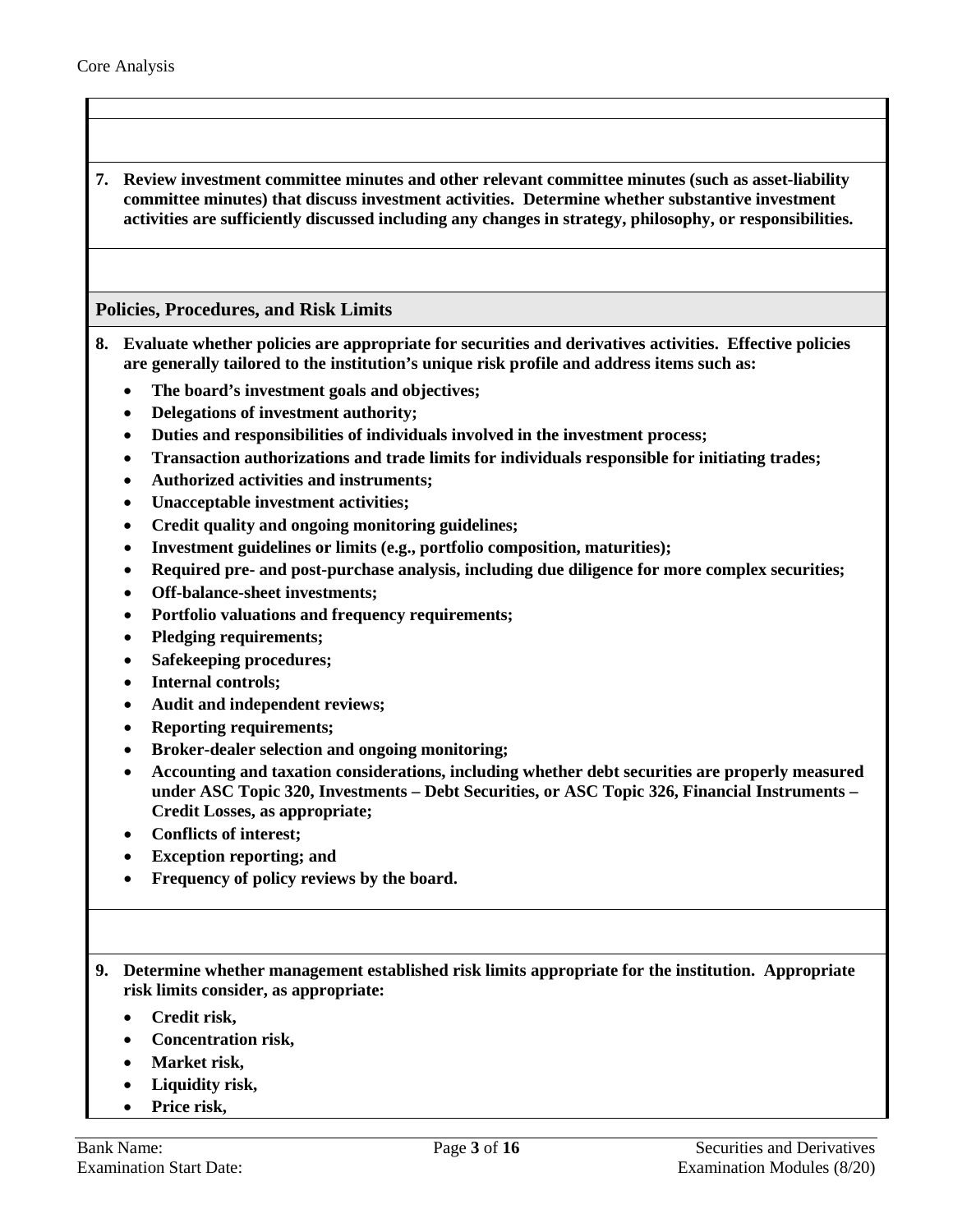**7. Review investment committee minutes and other relevant committee minutes (such as asset-liability committee minutes) that discuss investment activities. Determine whether substantive investment activities are sufficiently discussed including any changes in strategy, philosophy, or responsibilities.**

## Policies, Procedures, and Risk Limits

**8. Evaluate whether policies are appropriate for securities and derivatives activities. Effective policies are generally tailored to the institution's unique risk profile and address items such as:**

- **The board's investment goals and objectives;**
- **Delegations of investment authority;**
- **Duties and responsibilities of individuals involved in the investment process;**
- **Transaction authorizations and trade limits for individuals responsible for initiating trades;**
- **Authorized activities and instruments;**
- **Unacceptable investment activities;**
- **Credit quality and ongoing monitoring guidelines;**
- **Investment guidelines or limits (e.g., portfolio composition, maturities);**
- **Required pre- and post-purchase analysis, including due diligence for more complex securities;**
- **Off-balance-sheet investments;**
- **Portfolio valuations and frequency requirements;**
- **Pledging requirements;**
- **Safekeeping procedures;**
- **Internal controls;**
- **Audit and independent reviews;**
- **Reporting requirements;**
- **Broker-dealer selection and ongoing monitoring;**
- **Accounting and taxation considerations, including whether debt securities are properly measured under ASC Topic 320, Investments – Debt Securities, or ASC Topic 326, Financial Instruments – Credit Losses, as appropriate;**
- **Conflicts of interest;**
- **Exception reporting; and**
- **Frequency of policy reviews by the board.**

**9. Determine whether management established risk limits appropriate for the institution. Appropriate risk limits consider, as appropriate:**

- **Credit risk,**
- **Concentration risk,**
- **Market risk,**
- **Liquidity risk,**
- **Price risk,**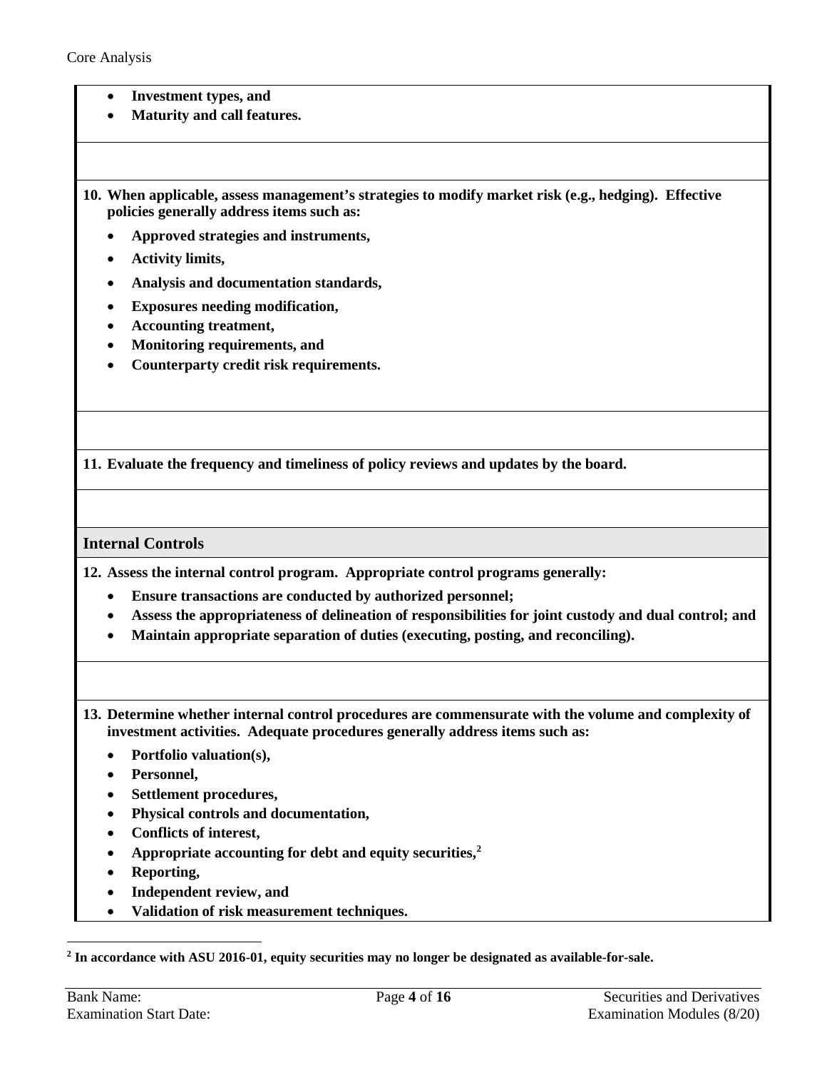- **Investment types, and**
- **Maturity and call features.**

**10. When applicable, assess management's strategies to modify market risk (e.g., hedging). Effective policies generally address items such as:**

- **Approved strategies and instruments,**
- **Activity limits,**
- **Analysis and documentation standards,**
- **Exposures needing modification,**
- **Accounting treatment,**
- **Monitoring requirements, and**
- **Counterparty credit risk requirements.**

**11. Evaluate the frequency and timeliness of policy reviews and updates by the board.**

## Internal Controls

**12. Assess the internal control program. Appropriate control programs generally:**

- **Ensure transactions are conducted by authorized personnel;**
- **Assess the appropriateness of delineation of responsibilities for joint custody and dual control; and**
- **Maintain appropriate separation of duties (executing, posting, and reconciling).**

**13. Determine whether internal control procedures are commensurate with the volume and complexity of investment activities. Adequate procedures generally address items such as:**

- **Portfolio valuation(s),**
- **Personnel,**
- **Settlement procedures,**
- **Physical controls and documentation,**
- **Conflicts of interest,**
- **Appropriate accounting for debt and equity securities,[2]**
- **Reporting,**
- **Independent review, and**
- **Validation of risk measurement techniques.**

---

[2] **In accordance with ASU 2016-01, equity securities may no longer be designated as available-for-sale.**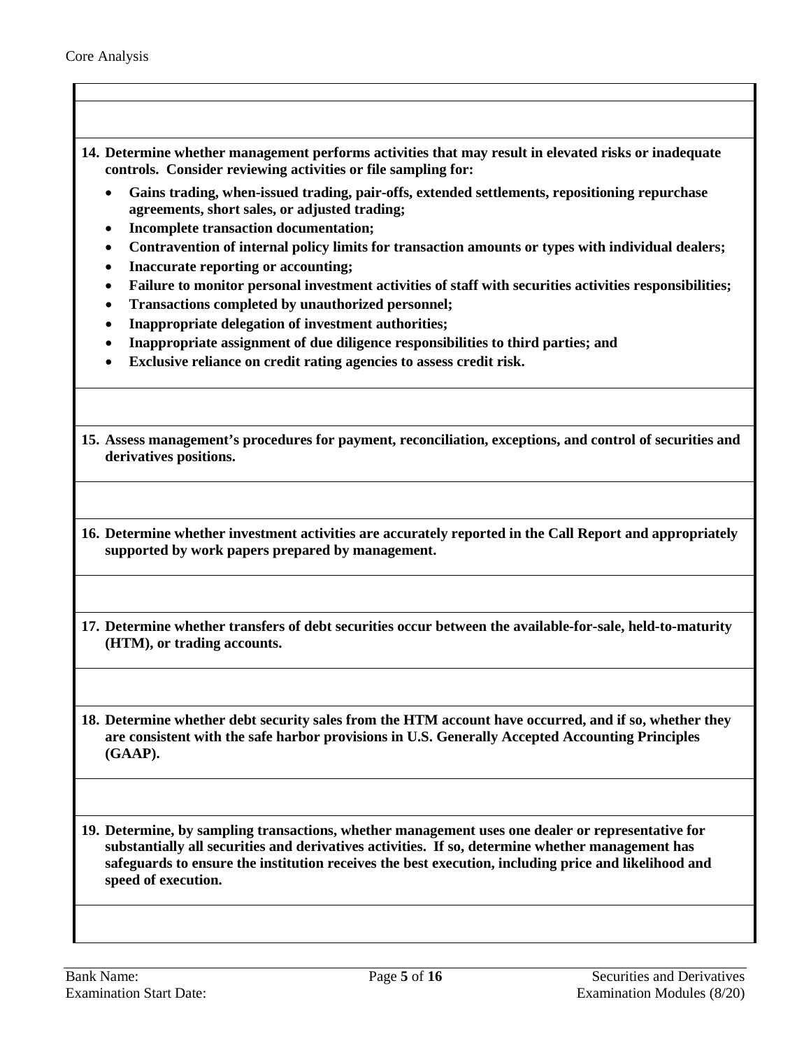**14. Determine whether management performs activities that may result in elevated risks or inadequate controls. Consider reviewing activities or file sampling for:**

- **Gains trading, when-issued trading, pair-offs, extended settlements, repositioning repurchase agreements, short sales, or adjusted trading;**
- **Incomplete transaction documentation;**
- **Contravention of internal policy limits for transaction amounts or types with individual dealers;**
- **Inaccurate reporting or accounting;**
- **Failure to monitor personal investment activities of staff with securities activities responsibilities;**
- **Transactions completed by unauthorized personnel;**
- **Inappropriate delegation of investment authorities;**
- **Inappropriate assignment of due diligence responsibilities to third parties; and**
- **Exclusive reliance on credit rating agencies to assess credit risk.**

**15. Assess management's procedures for payment, reconciliation, exceptions, and control of securities and derivatives positions.**

**16. Determine whether investment activities are accurately reported in the Call Report and appropriately supported by work papers prepared by management.**

**17. Determine whether transfers of debt securities occur between the available-for-sale, held-to-maturity (HTM), or trading accounts.**

**18. Determine whether debt security sales from the HTM account have occurred, and if so, whether they are consistent with the safe harbor provisions in U.S. Generally Accepted Accounting Principles (GAAP).**

**19. Determine, by sampling transactions, whether management uses one dealer or representative for substantially all securities and derivatives activities. If so, determine whether management has safeguards to ensure the institution receives the best execution, including price and likelihood and speed of execution.**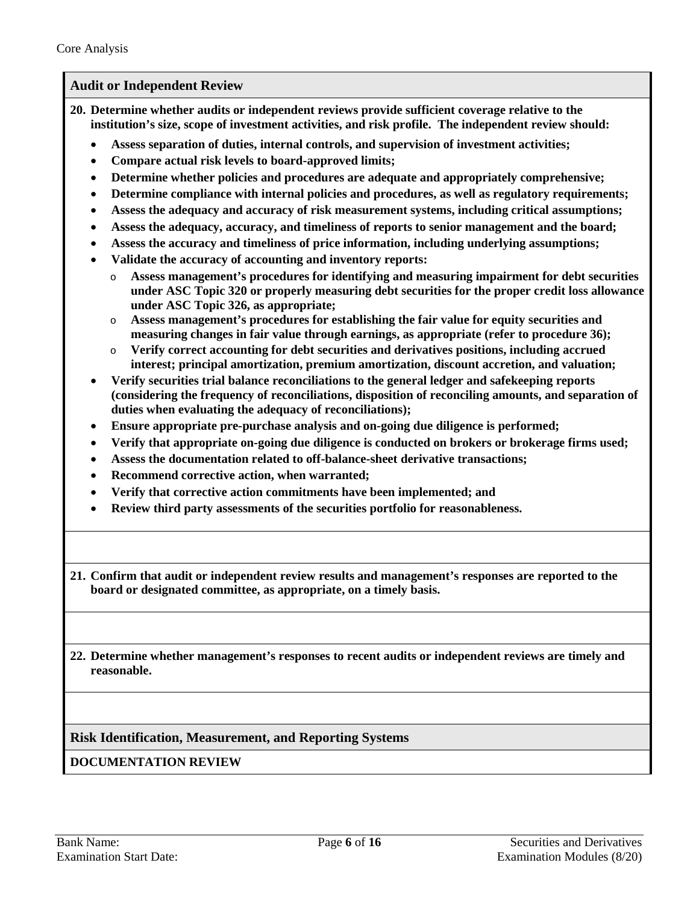## Audit or Independent Review

**20. Determine whether audits or independent reviews provide sufficient coverage relative to the institution's size, scope of investment activities, and risk profile. The independent review should:**

- **Assess separation of duties, internal controls, and supervision of investment activities;**
- **Compare actual risk levels to board-approved limits;**
- **Determine whether policies and procedures are adequate and appropriately comprehensive;**
- **Determine compliance with internal policies and procedures, as well as regulatory requirements;**
- **Assess the adequacy and accuracy of risk measurement systems, including critical assumptions;**
- **Assess the adequacy, accuracy, and timeliness of reports to senior management and the board;**
- **Assess the accuracy and timeliness of price information, including underlying assumptions;**
- **Validate the accuracy of accounting and inventory reports:**
  - **Assess management's procedures for identifying and measuring impairment for debt securities under ASC Topic 320 or properly measuring debt securities for the proper credit loss allowance under ASC Topic 326, as appropriate;**
  - **Assess management's procedures for establishing the fair value for equity securities and measuring changes in fair value through earnings, as appropriate (refer to procedure 36);**
  - **Verify correct accounting for debt securities and derivatives positions, including accrued interest; principal amortization, premium amortization, discount accretion, and valuation;**
- **Verify securities trial balance reconciliations to the general ledger and safekeeping reports (considering the frequency of reconciliations, disposition of reconciling amounts, and separation of duties when evaluating the adequacy of reconciliations);**
- **Ensure appropriate pre-purchase analysis and on-going due diligence is performed;**
- **Verify that appropriate on-going due diligence is conducted on brokers or brokerage firms used;**
- **Assess the documentation related to off-balance-sheet derivative transactions;**
- **Recommend corrective action, when warranted;**
- **Verify that corrective action commitments have been implemented; and**
- **Review third party assessments of the securities portfolio for reasonableness.**

**21. Confirm that audit or independent review results and management's responses are reported to the board or designated committee, as appropriate, on a timely basis.**

**22. Determine whether management's responses to recent audits or independent reviews are timely and reasonable.**

## Risk Identification, Measurement, and Reporting Systems

**DOCUMENTATION REVIEW**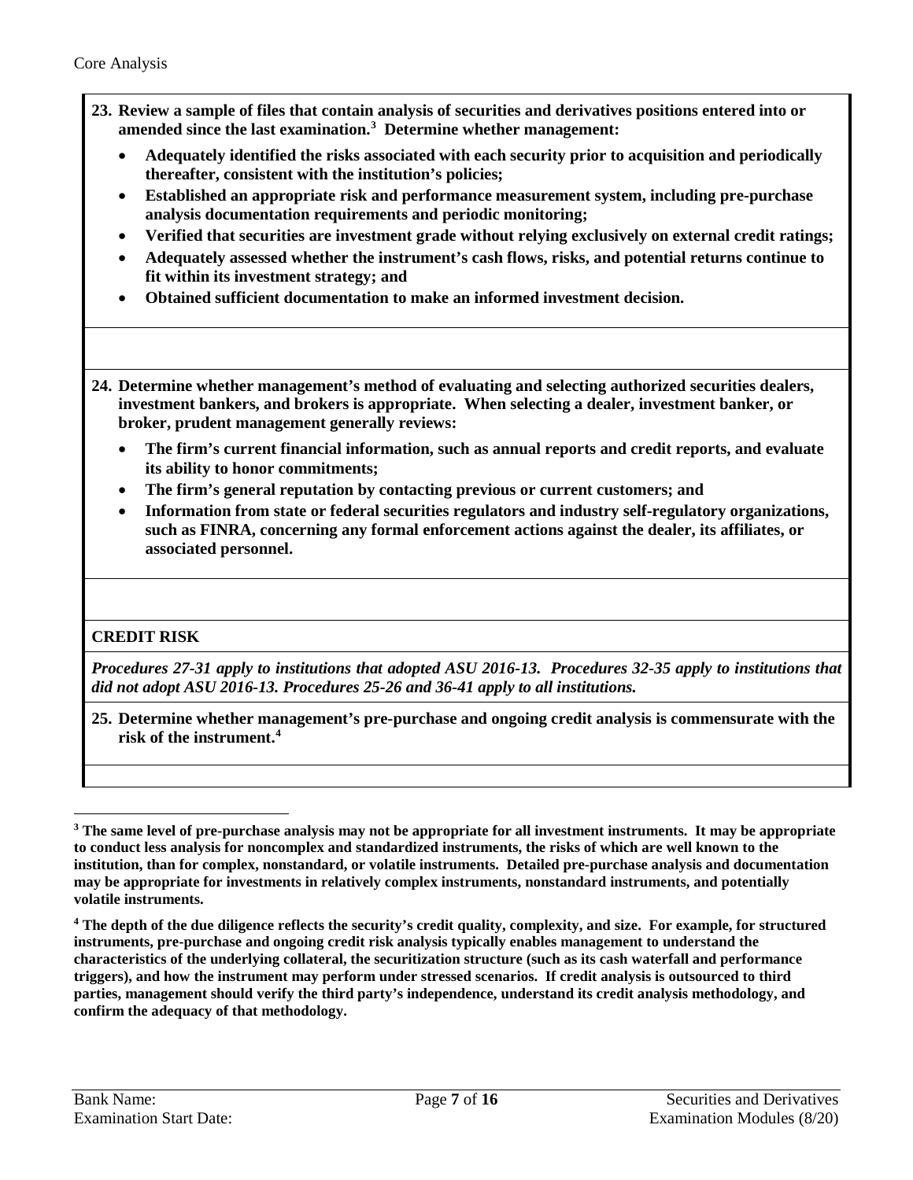Core Analysis

**23. Review a sample of files that contain analysis of securities and derivatives positions entered into or amended since the last examination.[3] Determine whether management:**

- **Adequately identified the risks associated with each security prior to acquisition and periodically thereafter, consistent with the institution's policies;**
- **Established an appropriate risk and performance measurement system, including pre-purchase analysis documentation requirements and periodic monitoring;**
- **Verified that securities are investment grade without relying exclusively on external credit ratings;**
- **Adequately assessed whether the instrument's cash flows, risks, and potential returns continue to fit within its investment strategy; and**
- **Obtained sufficient documentation to make an informed investment decision.**

**24. Determine whether management's method of evaluating and selecting authorized securities dealers, investment bankers, and brokers is appropriate. When selecting a dealer, investment banker, or broker, prudent management generally reviews:**

- **The firm's current financial information, such as annual reports and credit reports, and evaluate its ability to honor commitments;**
- **The firm's general reputation by contacting previous or current customers; and**
- **Information from state or federal securities regulators and industry self-regulatory organizations, such as FINRA, concerning any formal enforcement actions against the dealer, its affiliates, or associated personnel.**

**CREDIT RISK**

***Procedures 27-31 apply to institutions that adopted ASU 2016-13. Procedures 32-35 apply to institutions that did not adopt ASU 2016-13. Procedures 25-26 and 36-41 apply to all institutions.***

**25. Determine whether management's pre-purchase and ongoing credit analysis is commensurate with the risk of the instrument.[4]**

---

**[3] The same level of pre-purchase analysis may not be appropriate for all investment instruments. It may be appropriate to conduct less analysis for noncomplex and standardized instruments, the risks of which are well known to the institution, than for complex, nonstandard, or volatile instruments. Detailed pre-purchase analysis and documentation may be appropriate for investments in relatively complex instruments, nonstandard instruments, and potentially volatile instruments.**

**[4] The depth of the due diligence reflects the security's credit quality, complexity, and size. For example, for structured instruments, pre-purchase and ongoing credit risk analysis typically enables management to understand the characteristics of the underlying collateral, the securitization structure (such as its cash waterfall and performance triggers), and how the instrument may perform under stressed scenarios. If credit analysis is outsourced to third parties, management should verify the third party's independence, understand its credit analysis methodology, and confirm the adequacy of that methodology.**

Bank Name:
Examination Start Date: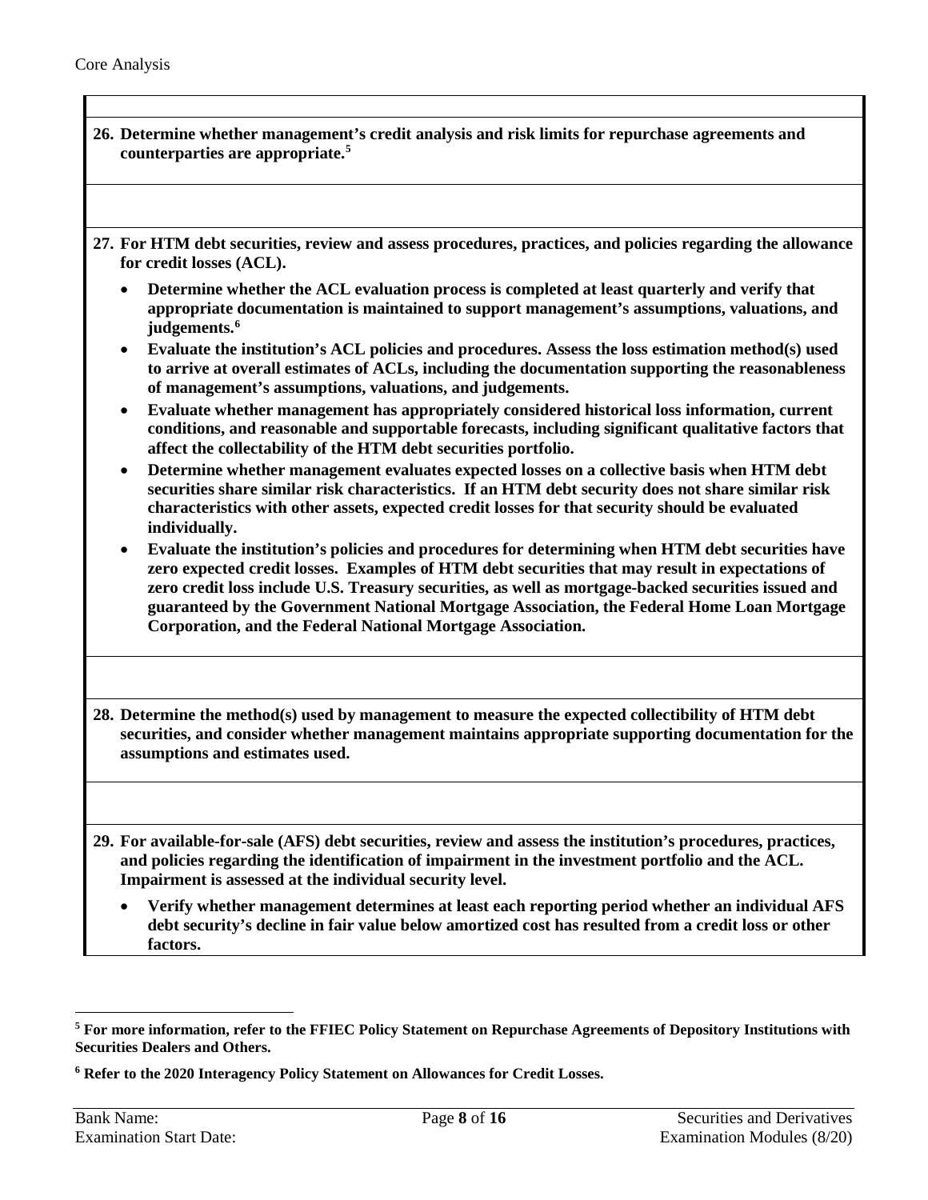**26. Determine whether management's credit analysis and risk limits for repurchase agreements and counterparties are appropriate.[5]**

**27. For HTM debt securities, review and assess procedures, practices, and policies regarding the allowance for credit losses (ACL).**

- **Determine whether the ACL evaluation process is completed at least quarterly and verify that appropriate documentation is maintained to support management's assumptions, valuations, and judgements.[6]**
- **Evaluate the institution's ACL policies and procedures. Assess the loss estimation method(s) used to arrive at overall estimates of ACLs, including the documentation supporting the reasonableness of management's assumptions, valuations, and judgements.**
- **Evaluate whether management has appropriately considered historical loss information, current conditions, and reasonable and supportable forecasts, including significant qualitative factors that affect the collectability of the HTM debt securities portfolio.**
- **Determine whether management evaluates expected losses on a collective basis when HTM debt securities share similar risk characteristics. If an HTM debt security does not share similar risk characteristics with other assets, expected credit losses for that security should be evaluated individually.**
- **Evaluate the institution's policies and procedures for determining when HTM debt securities have zero expected credit losses. Examples of HTM debt securities that may result in expectations of zero credit loss include U.S. Treasury securities, as well as mortgage-backed securities issued and guaranteed by the Government National Mortgage Association, the Federal Home Loan Mortgage Corporation, and the Federal National Mortgage Association.**

**28. Determine the method(s) used by management to measure the expected collectibility of HTM debt securities, and consider whether management maintains appropriate supporting documentation for the assumptions and estimates used.**

**29. For available-for-sale (AFS) debt securities, review and assess the institution's procedures, practices, and policies regarding the identification of impairment in the investment portfolio and the ACL. Impairment is assessed at the individual security level.**

- **Verify whether management determines at least each reporting period whether an individual AFS debt security's decline in fair value below amortized cost has resulted from a credit loss or other factors.**

---

**[5] For more information, refer to the FFIEC Policy Statement on Repurchase Agreements of Depository Institutions with Securities Dealers and Others.**

**[6] Refer to the 2020 Interagency Policy Statement on Allowances for Credit Losses.**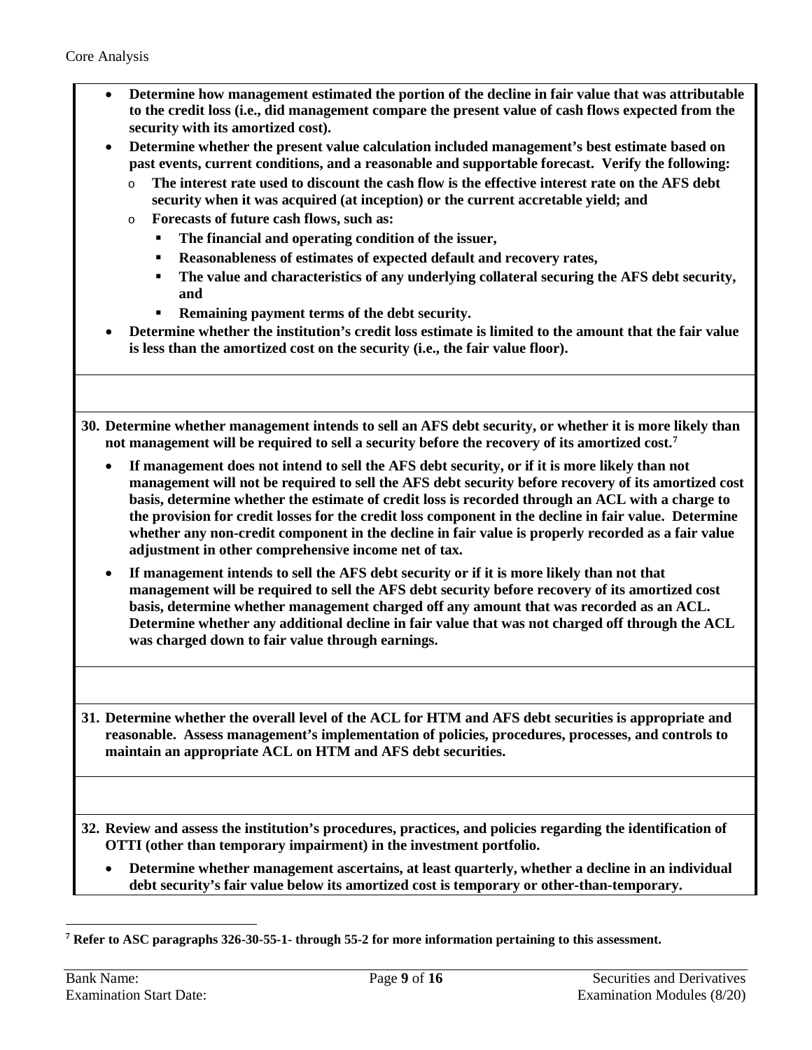- **Determine how management estimated the portion of the decline in fair value that was attributable to the credit loss (i.e., did management compare the present value of cash flows expected from the security with its amortized cost).**
- **Determine whether the present value calculation included management's best estimate based on past events, current conditions, and a reasonable and supportable forecast. Verify the following:**
  - **The interest rate used to discount the cash flow is the effective interest rate on the AFS debt security when it was acquired (at inception) or the current accretable yield; and**
  - **Forecasts of future cash flows, such as:**
    - **The financial and operating condition of the issuer,**
    - **Reasonableness of estimates of expected default and recovery rates,**
    - **The value and characteristics of any underlying collateral securing the AFS debt security, and**
    - **Remaining payment terms of the debt security.**
- **Determine whether the institution's credit loss estimate is limited to the amount that the fair value is less than the amortized cost on the security (i.e., the fair value floor).**

**30. Determine whether management intends to sell an AFS debt security, or whether it is more likely than not management will be required to sell a security before the recovery of its amortized cost.[7]**

- **If management does not intend to sell the AFS debt security, or if it is more likely than not management will not be required to sell the AFS debt security before recovery of its amortized cost basis, determine whether the estimate of credit loss is recorded through an ACL with a charge to the provision for credit losses for the credit loss component in the decline in fair value. Determine whether any non-credit component in the decline in fair value is properly recorded as a fair value adjustment in other comprehensive income net of tax.**
- **If management intends to sell the AFS debt security or if it is more likely than not that management will be required to sell the AFS debt security before recovery of its amortized cost basis, determine whether management charged off any amount that was recorded as an ACL. Determine whether any additional decline in fair value that was not charged off through the ACL was charged down to fair value through earnings.**

**31. Determine whether the overall level of the ACL for HTM and AFS debt securities is appropriate and reasonable. Assess management's implementation of policies, procedures, processes, and controls to maintain an appropriate ACL on HTM and AFS debt securities.**

**32. Review and assess the institution's procedures, practices, and policies regarding the identification of OTTI (other than temporary impairment) in the investment portfolio.**

- **Determine whether management ascertains, at least quarterly, whether a decline in an individual debt security's fair value below its amortized cost is temporary or other-than-temporary.**

---

[7] **Refer to ASC paragraphs 326-30-55-1- through 55-2 for more information pertaining to this assessment.**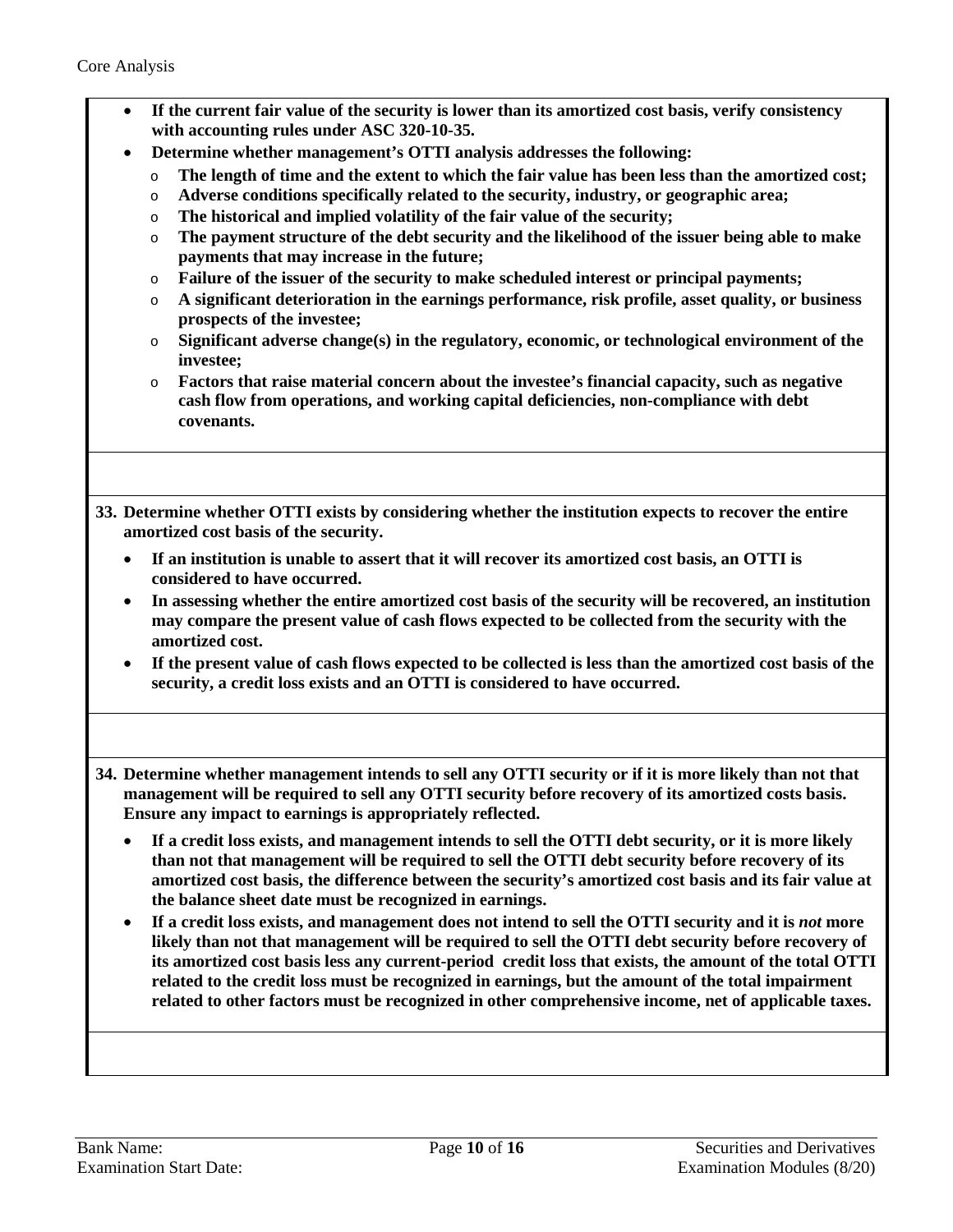- **If the current fair value of the security is lower than its amortized cost basis, verify consistency with accounting rules under ASC 320-10-35.**
- **Determine whether management's OTTI analysis addresses the following:**
  - **The length of time and the extent to which the fair value has been less than the amortized cost;**
  - **Adverse conditions specifically related to the security, industry, or geographic area;**
  - **The historical and implied volatility of the fair value of the security;**
  - **The payment structure of the debt security and the likelihood of the issuer being able to make payments that may increase in the future;**
  - **Failure of the issuer of the security to make scheduled interest or principal payments;**
  - **A significant deterioration in the earnings performance, risk profile, asset quality, or business prospects of the investee;**
  - **Significant adverse change(s) in the regulatory, economic, or technological environment of the investee;**
  - **Factors that raise material concern about the investee's financial capacity, such as negative cash flow from operations, and working capital deficiencies, non-compliance with debt covenants.**

**33. Determine whether OTTI exists by considering whether the institution expects to recover the entire amortized cost basis of the security.**

- **If an institution is unable to assert that it will recover its amortized cost basis, an OTTI is considered to have occurred.**
- **In assessing whether the entire amortized cost basis of the security will be recovered, an institution may compare the present value of cash flows expected to be collected from the security with the amortized cost.**
- **If the present value of cash flows expected to be collected is less than the amortized cost basis of the security, a credit loss exists and an OTTI is considered to have occurred.**

**34. Determine whether management intends to sell any OTTI security or if it is more likely than not that management will be required to sell any OTTI security before recovery of its amortized costs basis. Ensure any impact to earnings is appropriately reflected.**

- **If a credit loss exists, and management intends to sell the OTTI debt security, or it is more likely than not that management will be required to sell the OTTI debt security before recovery of its amortized cost basis, the difference between the security's amortized cost basis and its fair value at the balance sheet date must be recognized in earnings.**
- **If a credit loss exists, and management does not intend to sell the OTTI security and it is *not* more likely than not that management will be required to sell the OTTI debt security before recovery of its amortized cost basis less any current-period credit loss that exists, the amount of the total OTTI related to the credit loss must be recognized in earnings, but the amount of the total impairment related to other factors must be recognized in other comprehensive income, net of applicable taxes.**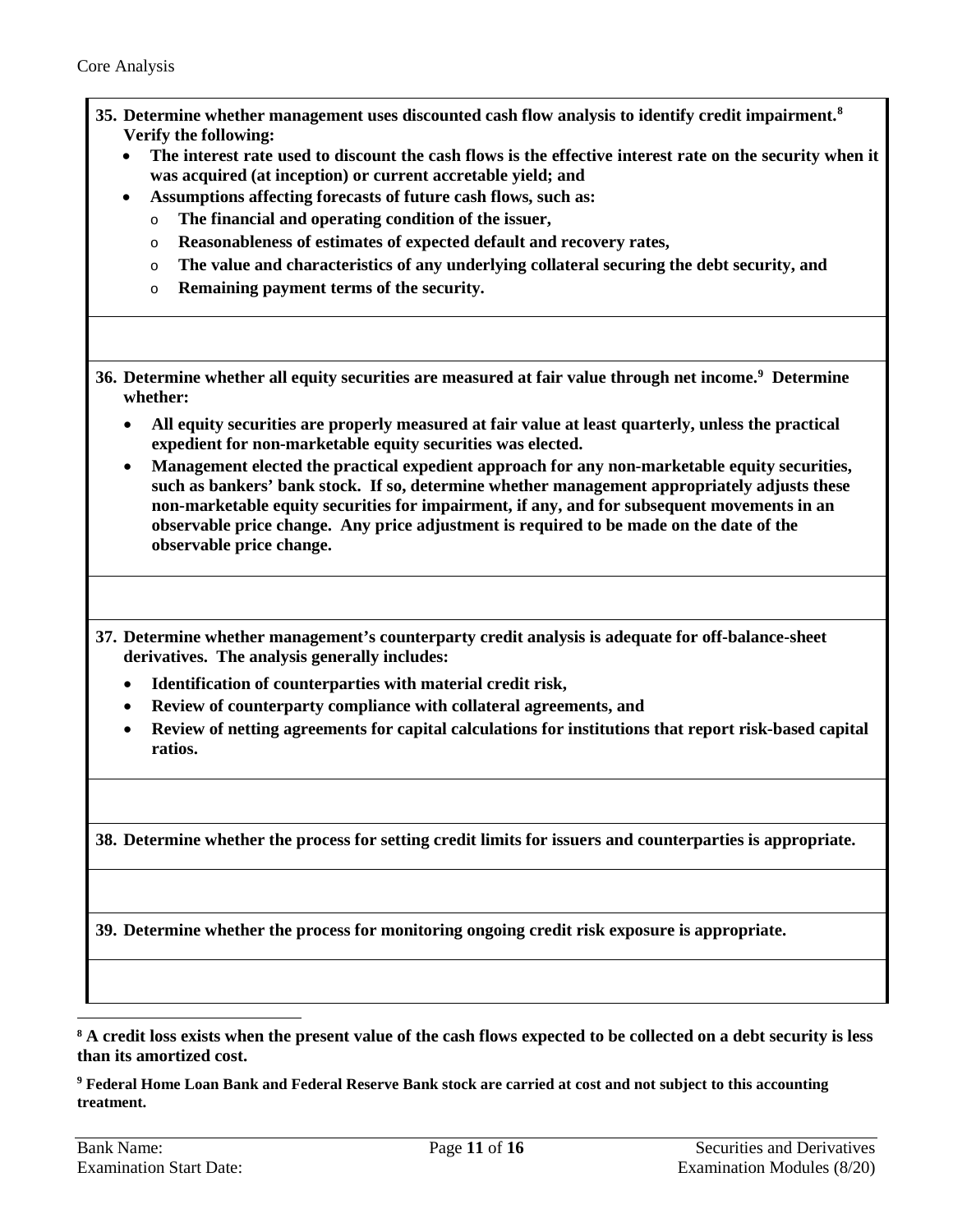**35. Determine whether management uses discounted cash flow analysis to identify credit impairment.[8] Verify the following:**

- **The interest rate used to discount the cash flows is the effective interest rate on the security when it was acquired (at inception) or current accretable yield; and**
- **Assumptions affecting forecasts of future cash flows, such as:**
  - **The financial and operating condition of the issuer,**
  - **Reasonableness of estimates of expected default and recovery rates,**
  - **The value and characteristics of any underlying collateral securing the debt security, and**
  - **Remaining payment terms of the security.**

**36. Determine whether all equity securities are measured at fair value through net income.[9] Determine whether:**

- **All equity securities are properly measured at fair value at least quarterly, unless the practical expedient for non-marketable equity securities was elected.**
- **Management elected the practical expedient approach for any non-marketable equity securities, such as bankers' bank stock. If so, determine whether management appropriately adjusts these non-marketable equity securities for impairment, if any, and for subsequent movements in an observable price change. Any price adjustment is required to be made on the date of the observable price change.**

**37. Determine whether management's counterparty credit analysis is adequate for off-balance-sheet derivatives. The analysis generally includes:**

- **Identification of counterparties with material credit risk,**
- **Review of counterparty compliance with collateral agreements, and**
- **Review of netting agreements for capital calculations for institutions that report risk-based capital ratios.**

**38. Determine whether the process for setting credit limits for issuers and counterparties is appropriate.**

**39. Determine whether the process for monitoring ongoing credit risk exposure is appropriate.**

---

**[8] A credit loss exists when the present value of the cash flows expected to be collected on a debt security is less than its amortized cost.**

**[9] Federal Home Loan Bank and Federal Reserve Bank stock are carried at cost and not subject to this accounting treatment.**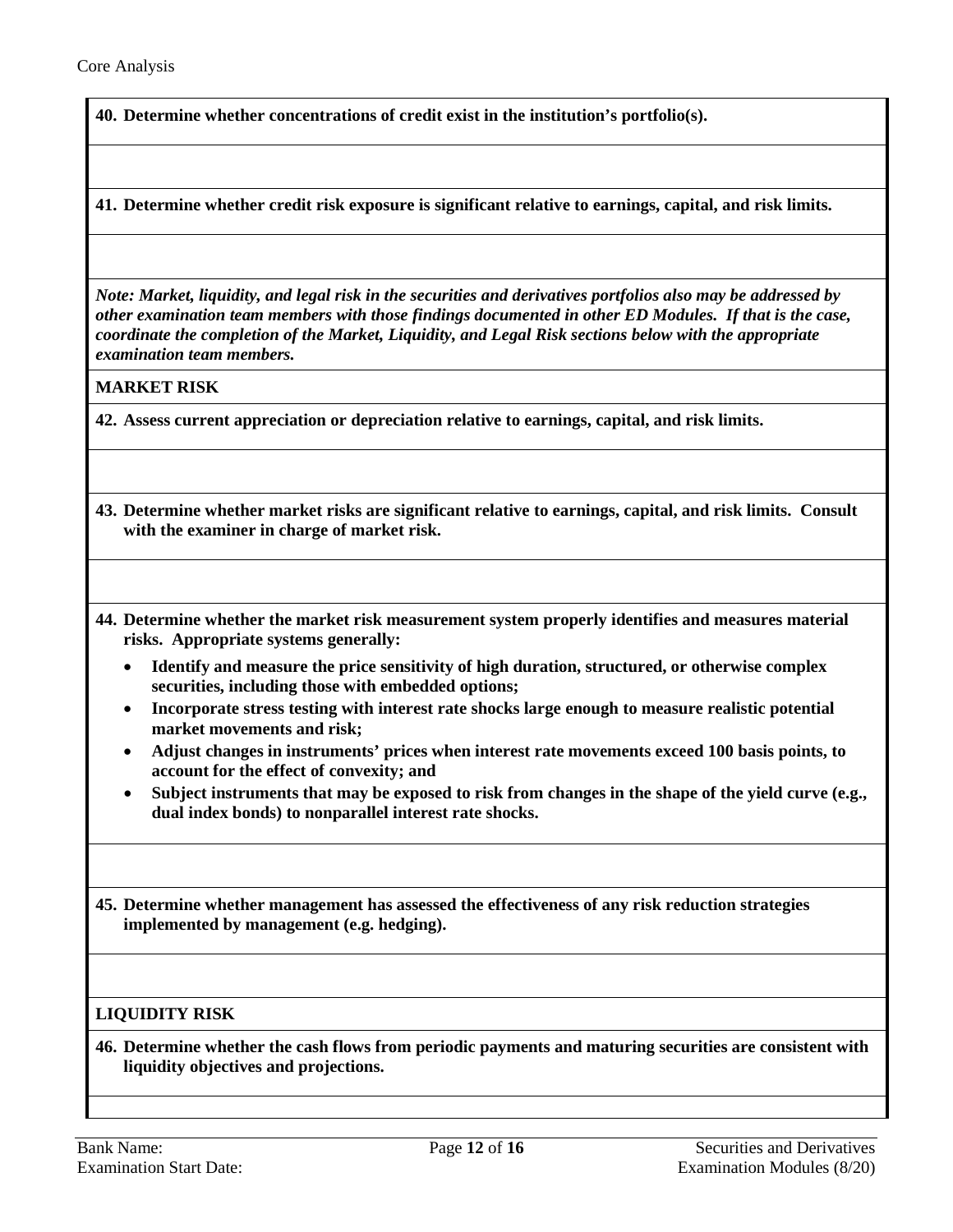**40. Determine whether concentrations of credit exist in the institution's portfolio(s).**

**41. Determine whether credit risk exposure is significant relative to earnings, capital, and risk limits.**

***Note: Market, liquidity, and legal risk in the securities and derivatives portfolios also may be addressed by other examination team members with those findings documented in other ED Modules. If that is the case, coordinate the completion of the Market, Liquidity, and Legal Risk sections below with the appropriate examination team members.***

**MARKET RISK**

**42. Assess current appreciation or depreciation relative to earnings, capital, and risk limits.**

**43. Determine whether market risks are significant relative to earnings, capital, and risk limits. Consult with the examiner in charge of market risk.**

**44. Determine whether the market risk measurement system properly identifies and measures material risks. Appropriate systems generally:**

- **Identify and measure the price sensitivity of high duration, structured, or otherwise complex securities, including those with embedded options;**
- **Incorporate stress testing with interest rate shocks large enough to measure realistic potential market movements and risk;**
- **Adjust changes in instruments' prices when interest rate movements exceed 100 basis points, to account for the effect of convexity; and**
- **Subject instruments that may be exposed to risk from changes in the shape of the yield curve (e.g., dual index bonds) to nonparallel interest rate shocks.**

**45. Determine whether management has assessed the effectiveness of any risk reduction strategies implemented by management (e.g. hedging).**

**LIQUIDITY RISK**

**46. Determine whether the cash flows from periodic payments and maturing securities are consistent with liquidity objectives and projections.**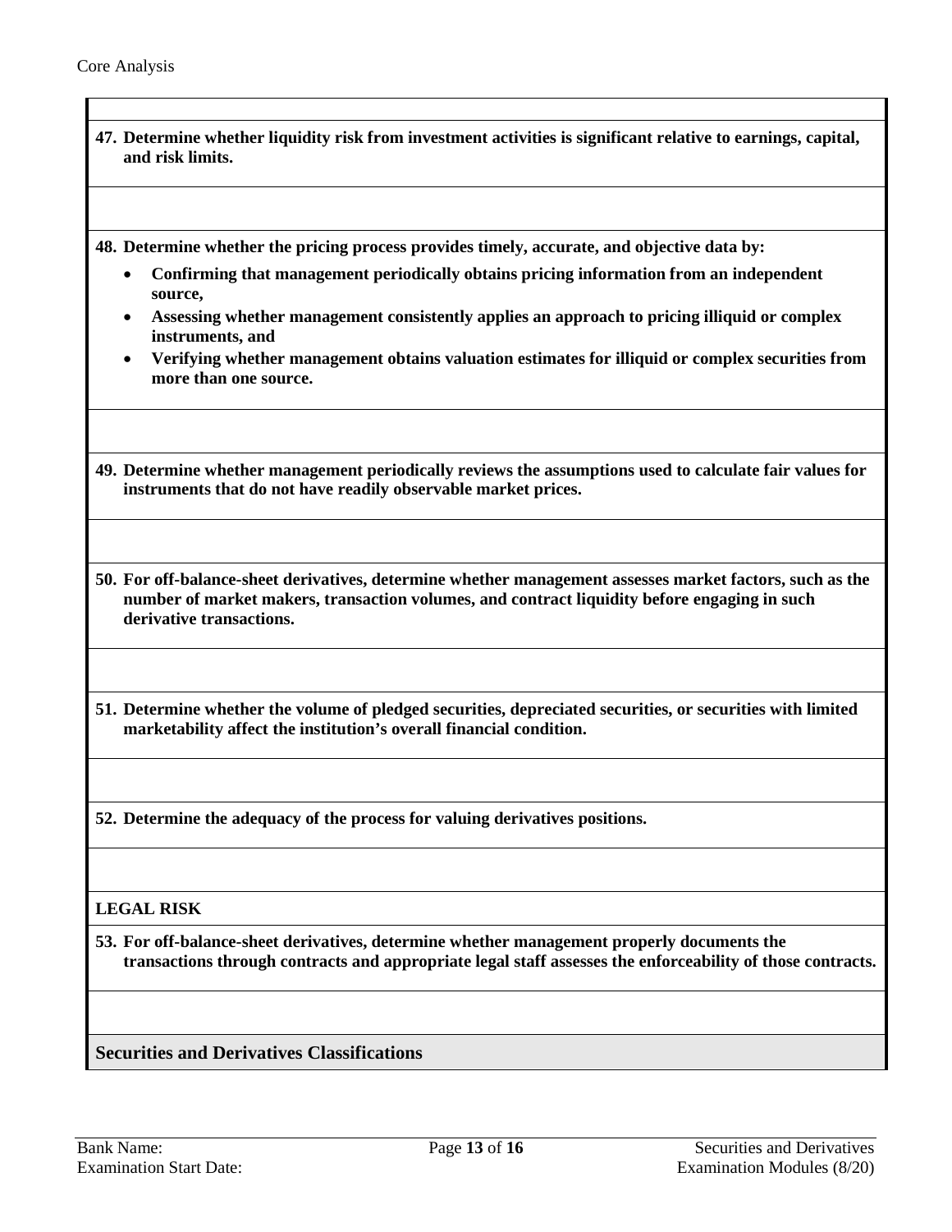**47. Determine whether liquidity risk from investment activities is significant relative to earnings, capital, and risk limits.**

**48. Determine whether the pricing process provides timely, accurate, and objective data by:**

- **Confirming that management periodically obtains pricing information from an independent source,**
- **Assessing whether management consistently applies an approach to pricing illiquid or complex instruments, and**
- **Verifying whether management obtains valuation estimates for illiquid or complex securities from more than one source.**

**49. Determine whether management periodically reviews the assumptions used to calculate fair values for instruments that do not have readily observable market prices.**

**50. For off-balance-sheet derivatives, determine whether management assesses market factors, such as the number of market makers, transaction volumes, and contract liquidity before engaging in such derivative transactions.**

**51. Determine whether the volume of pledged securities, depreciated securities, or securities with limited marketability affect the institution's overall financial condition.**

**52. Determine the adequacy of the process for valuing derivatives positions.**

**LEGAL RISK**

**53. For off-balance-sheet derivatives, determine whether management properly documents the transactions through contracts and appropriate legal staff assesses the enforceability of those contracts.**

## Securities and Derivatives Classifications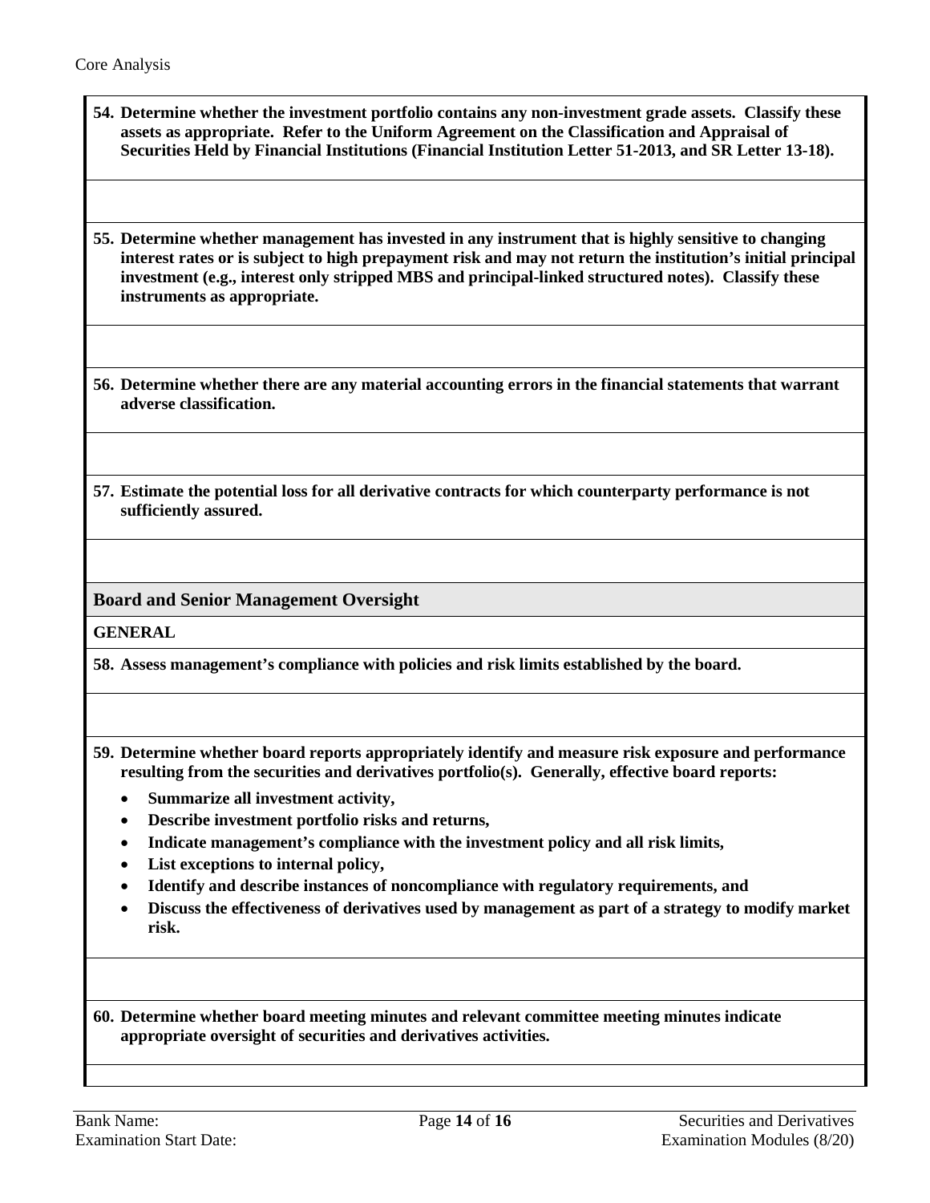**54. Determine whether the investment portfolio contains any non-investment grade assets. Classify these assets as appropriate. Refer to the Uniform Agreement on the Classification and Appraisal of Securities Held by Financial Institutions (Financial Institution Letter 51-2013, and SR Letter 13-18).**

**55. Determine whether management has invested in any instrument that is highly sensitive to changing interest rates or is subject to high prepayment risk and may not return the institution's initial principal investment (e.g., interest only stripped MBS and principal-linked structured notes). Classify these instruments as appropriate.**

**56. Determine whether there are any material accounting errors in the financial statements that warrant adverse classification.**

**57. Estimate the potential loss for all derivative contracts for which counterparty performance is not sufficiently assured.**

## Board and Senior Management Oversight

**GENERAL**

**58. Assess management's compliance with policies and risk limits established by the board.**

**59. Determine whether board reports appropriately identify and measure risk exposure and performance resulting from the securities and derivatives portfolio(s). Generally, effective board reports:**

- **Summarize all investment activity,**
- **Describe investment portfolio risks and returns,**
- **Indicate management's compliance with the investment policy and all risk limits,**
- **List exceptions to internal policy,**
- **Identify and describe instances of noncompliance with regulatory requirements, and**
- **Discuss the effectiveness of derivatives used by management as part of a strategy to modify market risk.**

**60. Determine whether board meeting minutes and relevant committee meeting minutes indicate appropriate oversight of securities and derivatives activities.**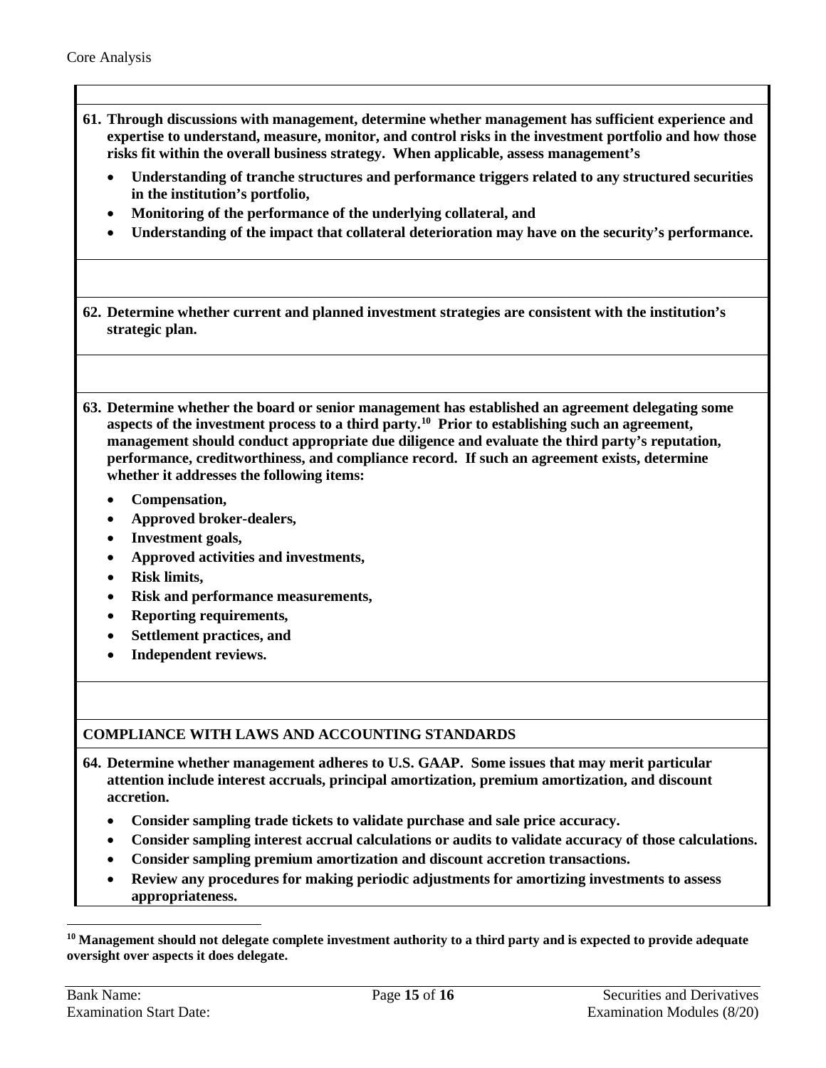**61. Through discussions with management, determine whether management has sufficient experience and expertise to understand, measure, monitor, and control risks in the investment portfolio and how those risks fit within the overall business strategy. When applicable, assess management's**

- **Understanding of tranche structures and performance triggers related to any structured securities in the institution's portfolio,**
- **Monitoring of the performance of the underlying collateral, and**
- **Understanding of the impact that collateral deterioration may have on the security's performance.**

**62. Determine whether current and planned investment strategies are consistent with the institution's strategic plan.**

**63. Determine whether the board or senior management has established an agreement delegating some aspects of the investment process to a third party.[10] Prior to establishing such an agreement, management should conduct appropriate due diligence and evaluate the third party's reputation, performance, creditworthiness, and compliance record. If such an agreement exists, determine whether it addresses the following items:**

- **Compensation,**
- **Approved broker-dealers,**
- **Investment goals,**
- **Approved activities and investments,**
- **Risk limits,**
- **Risk and performance measurements,**
- **Reporting requirements,**
- **Settlement practices, and**
- **Independent reviews.**

## COMPLIANCE WITH LAWS AND ACCOUNTING STANDARDS

**64. Determine whether management adheres to U.S. GAAP. Some issues that may merit particular attention include interest accruals, principal amortization, premium amortization, and discount accretion.**

- **Consider sampling trade tickets to validate purchase and sale price accuracy.**
- **Consider sampling interest accrual calculations or audits to validate accuracy of those calculations.**
- **Consider sampling premium amortization and discount accretion transactions.**
- **Review any procedures for making periodic adjustments for amortizing investments to assess appropriateness.**

[10] **Management should not delegate complete investment authority to a third party and is expected to provide adequate oversight over aspects it does delegate.**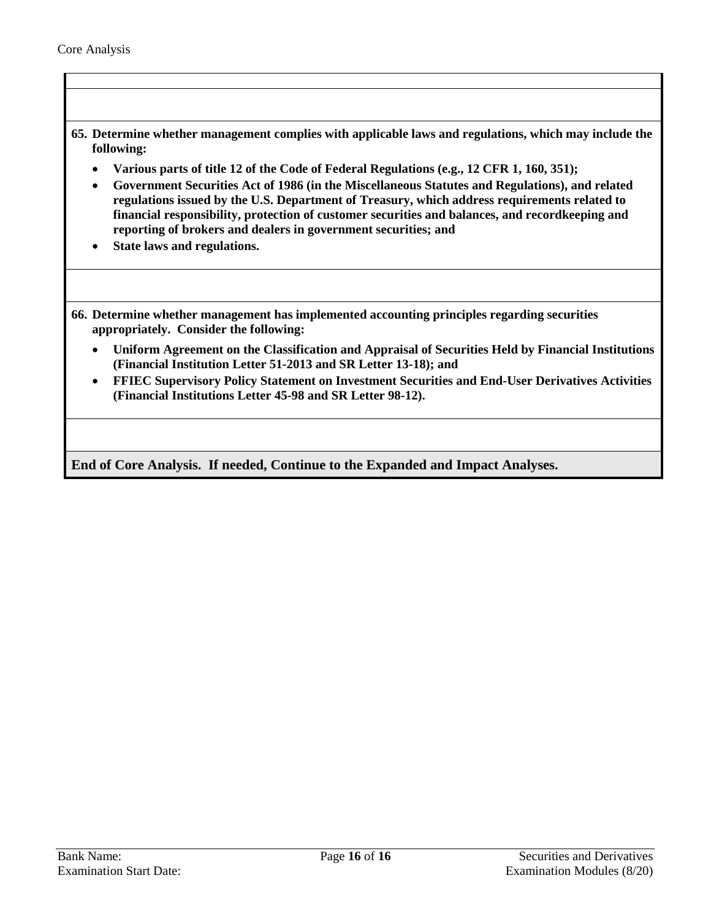**65. Determine whether management complies with applicable laws and regulations, which may include the following:**

- **Various parts of title 12 of the Code of Federal Regulations (e.g., 12 CFR 1, 160, 351);**
- **Government Securities Act of 1986 (in the Miscellaneous Statutes and Regulations), and related regulations issued by the U.S. Department of Treasury, which address requirements related to financial responsibility, protection of customer securities and balances, and recordkeeping and reporting of brokers and dealers in government securities; and**
- **State laws and regulations.**

**66. Determine whether management has implemented accounting principles regarding securities appropriately. Consider the following:**

- **Uniform Agreement on the Classification and Appraisal of Securities Held by Financial Institutions (Financial Institution Letter 51-2013 and SR Letter 13-18); and**
- **FFIEC Supervisory Policy Statement on Investment Securities and End-User Derivatives Activities (Financial Institutions Letter 45-98 and SR Letter 98-12).**

**End of Core Analysis. If needed, Continue to the Expanded and Impact Analyses.**